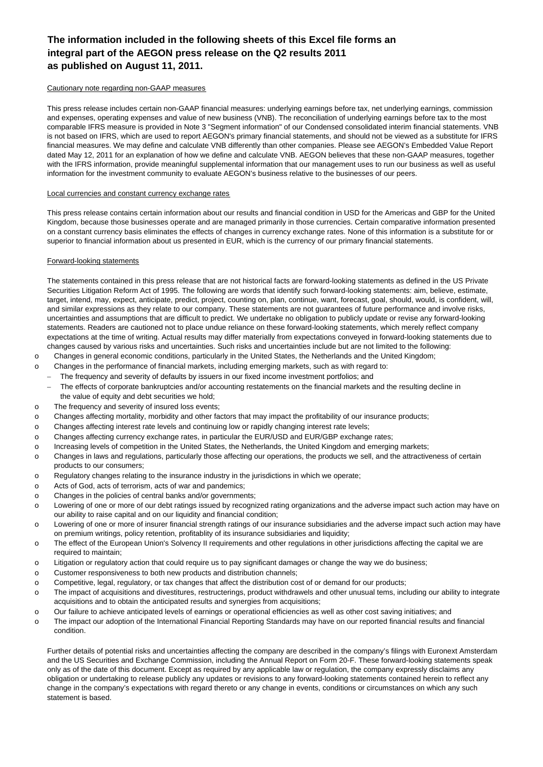**The information included in the following sheets of this Excel file forms an integral part of the AEGON press release on the Q2 results 2011 as published on August 11, 2011.**

Cautionary note regarding non-GAAP measures

This press release includes certain non-GAAP financial measures: underlying earnings before tax, net underlying earnings, commission and expenses, operating expenses and value of new business (VNB). The reconciliation of underlying earnings before tax to the most comparable IFRS measure is provided in Note 3 "Segment information" of our Condensed consolidated interim financial statements. VNB is not based on IFRS, which are used to report AEGON's primary financial statements, and should not be viewed as a substitute for IFRS financial measures. We may define and calculate VNB differently than other companies. Please see AEGON's Embedded Value Report dated May 12, 2011 for an explanation of how we define and calculate VNB. AEGON believes that these non-GAAP measures, together with the IFRS information, provide meaningful supplemental information that our management uses to run our business as well as useful information for the investment community to evaluate AEGON's business relative to the businesses of our peers.

Local currencies and constant currency exchange rates

This press release contains certain information about our results and financial condition in USD for the Americas and GBP for the United Kingdom, because those businesses operate and are managed primarily in those currencies. Certain comparative information presented on a constant currency basis eliminates the effects of changes in currency exchange rates. None of this information is a substitute for or superior to financial information about us presented in EUR, which is the currency of our primary financial statements.

Forward-looking statements

The statements contained in this press release that are not historical facts are forward-looking statements as defined in the US Private Securities Litigation Reform Act of 1995. The following are words that identify such forward-looking statements: aim, believe, estimate, target, intend, may, expect, anticipate, predict, project, counting on, plan, continue, want, forecast, goal, should, would, is confident, will, and similar expressions as they relate to our company. These statements are not guarantees of future performance and involve risks, uncertainties and assumptions that are difficult to predict. We undertake no obligation to publicly update or revise any forward-looking statements. Readers are cautioned not to place undue reliance on these forward-looking statements, which merely reflect company expectations at the time of writing. Actual results may differ materially from expectations conveyed in forward-looking statements due to changes caused by various risks and uncertainties. Such risks and uncertainties include but are not limited to the following:

- Changes in general economic conditions, particularly in the United States, the Netherlands and the United Kingdom;
- Changes in the performance of financial markets, including emerging markets, such as with regard to:
  - The frequency and severity of defaults by issuers in our fixed income investment portfolios; and
  - The effects of corporate bankruptcies and/or accounting restatements on the financial markets and the resulting decline in the value of equity and debt securities we hold;
- The frequency and severity of insured loss events;
- Changes affecting mortality, morbidity and other factors that may impact the profitability of our insurance products;
- Changes affecting interest rate levels and continuing low or rapidly changing interest rate levels;
- Changes affecting currency exchange rates, in particular the EUR/USD and EUR/GBP exchange rates;
- Increasing levels of competition in the United States, the Netherlands, the United Kingdom and emerging markets;
- Changes in laws and regulations, particularly those affecting our operations, the products we sell, and the attractiveness of certain products to our consumers;
- Regulatory changes relating to the insurance industry in the jurisdictions in which we operate;
- Acts of God, acts of terrorism, acts of war and pandemics;
- Changes in the policies of central banks and/or governments;
- Lowering of one or more of our debt ratings issued by recognized rating organizations and the adverse impact such action may have on our ability to raise capital and on our liquidity and financial condition;
- Lowering of one or more of insurer financial strength ratings of our insurance subsidiaries and the adverse impact such action may have on premium writings, policy retention, profitablity of its insurance subsidiaries and liquidity;
- The effect of the European Union's Solvency II requirements and other regulations in other jurisdictions affecting the capital we are required to maintain;
- Litigation or regulatory action that could require us to pay significant damages or change the way we do business;
- Customer responsiveness to both new products and distribution channels;
- Competitive, legal, regulatory, or tax changes that affect the distribution cost of or demand for our products;
- The impact of acquisitions and divestitures, restructerings, product withdrawels and other unusual tems, including our ability to integrate acquisitions and to obtain the anticipated results and synergies from acquisitions;
- Our failure to achieve anticipated levels of earnings or operational efficiencies as well as other cost saving initiatives; and
- The impact our adoption of the International Financial Reporting Standards may have on our reported financial results and financial condition.

Further details of potential risks and uncertainties affecting the company are described in the company's filings with Euronext Amsterdam and the US Securities and Exchange Commission, including the Annual Report on Form 20-F. These forward-looking statements speak only as of the date of this document. Except as required by any applicable law or regulation, the company expressly disclaims any obligation or undertaking to release publicly any updates or revisions to any forward-looking statements contained herein to reflect any change in the company's expectations with regard thereto or any change in events, conditions or circumstances on which any such statement is based.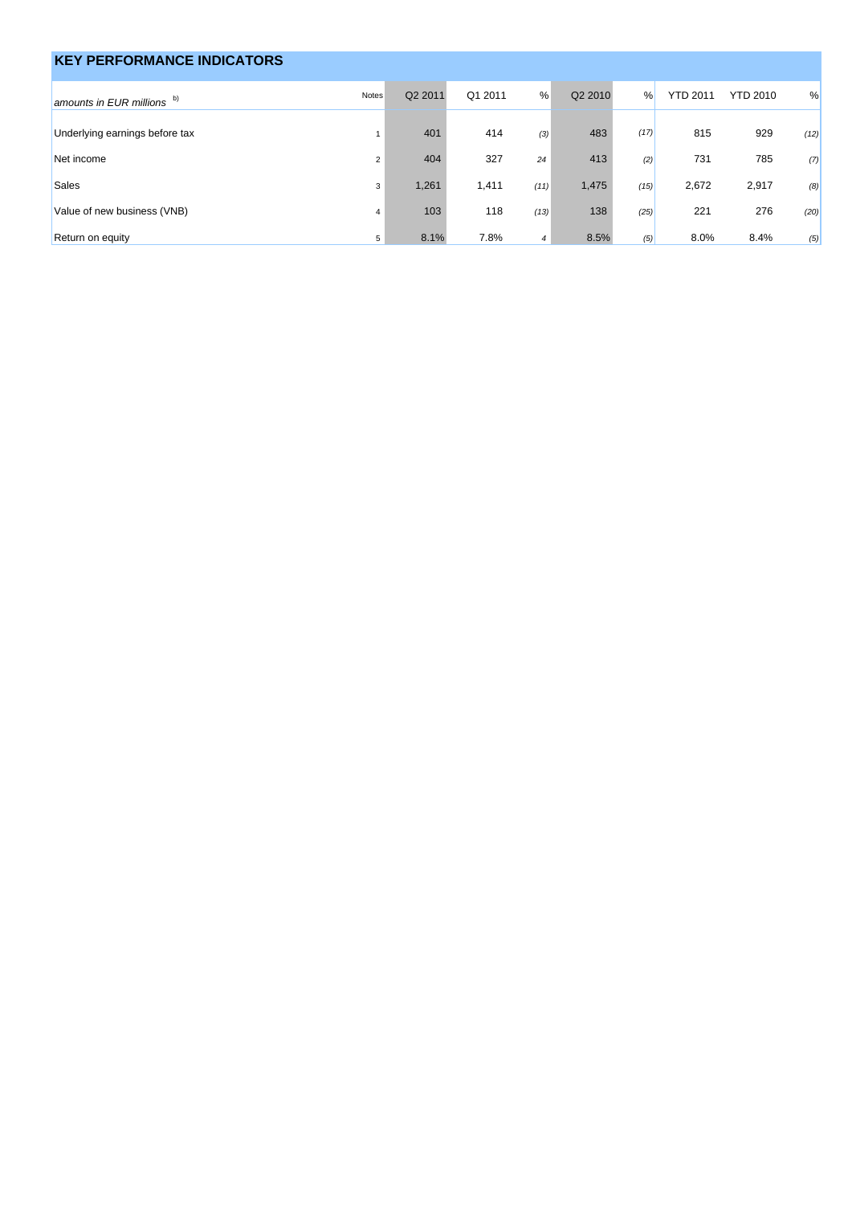## KEY PERFORMANCE INDICATORS

| *amounts in EUR millions* b) | Notes | Q2 2011 | Q1 2011 | % | Q2 2010 | % | YTD 2011 | YTD 2010 | % |
|---|---|---|---|---|---|---|---|---|---|
| Underlying earnings before tax | 1 | 401 | 414 | (3) | 483 | (17) | 815 | 929 | (12) |
| Net income | 2 | 404 | 327 | 24 | 413 | (2) | 731 | 785 | (7) |
| Sales | 3 | 1,261 | 1,411 | (11) | 1,475 | (15) | 2,672 | 2,917 | (8) |
| Value of new business (VNB) | 4 | 103 | 118 | (13) | 138 | (25) | 221 | 276 | (20) |
| Return on equity | 5 | 8.1% | 7.8% | 4 | 8.5% | (5) | 8.0% | 8.4% | (5) |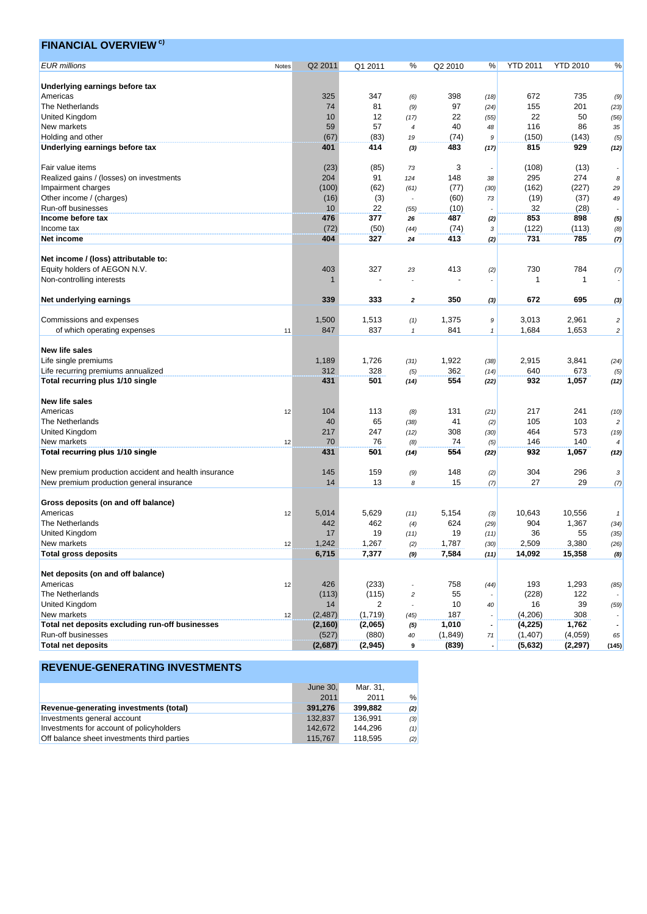## FINANCIAL OVERVIEW [c)]

| *EUR millions* | Notes | Q2 2011 | Q1 2011 | % | Q2 2010 | % | YTD 2011 | YTD 2010 | % |
|---|---|---|---|---|---|---|---|---|---|
| **Underlying earnings before tax** | | | | | | | | | |
| Americas | | 325 | 347 | (6) | 398 | (18) | 672 | 735 | (9) |
| The Netherlands | | 74 | 81 | (9) | 97 | (24) | 155 | 201 | (23) |
| United Kingdom | | 10 | 12 | (17) | 22 | (55) | 22 | 50 | (56) |
| New markets | | 59 | 57 | 4 | 40 | 48 | 116 | 86 | 35 |
| Holding and other | | (67) | (83) | 19 | (74) | 9 | (150) | (143) | (5) |
| **Underlying earnings before tax** | | **401** | **414** | **(3)** | **483** | **(17)** | **815** | **929** | **(12)** |
| | | | | | | | | | |
| Fair value items | | (23) | (85) | 73 | 3 | - | (108) | (13) | - |
| Realized gains / (losses) on investments | | 204 | 91 | 124 | 148 | 38 | 295 | 274 | 8 |
| Impairment charges | | (100) | (62) | (61) | (77) | (30) | (162) | (227) | 29 |
| Other income / (charges) | | (16) | (3) | - | (60) | 73 | (19) | (37) | 49 |
| Run-off businesses | | 10 | 22 | (55) | (10) | - | 32 | (28) | - |
| **Income before tax** | | **476** | **377** | **26** | **487** | **(2)** | **853** | **898** | **(5)** |
| Income tax | | (72) | (50) | (44) | (74) | 3 | (122) | (113) | (8) |
| **Net income** | | **404** | **327** | **24** | **413** | **(2)** | **731** | **785** | **(7)** |
| | | | | | | | | | |
| **Net income / (loss) attributable to:** | | | | | | | | | |
| Equity holders of AEGON N.V. | | 403 | 327 | 23 | 413 | (2) | 730 | 784 | (7) |
| Non-controlling interests | | 1 | - | - | - | - | 1 | 1 | - |
| | | | | | | | | | |
| **Net underlying earnings** | | **339** | **333** | **2** | **350** | **(3)** | **672** | **695** | **(3)** |
| | | | | | | | | | |
| Commissions and expenses | | 1,500 | 1,513 | (1) | 1,375 | 9 | 3,013 | 2,961 | 2 |
| of which operating expenses | 11 | 847 | 837 | 1 | 841 | 1 | 1,684 | 1,653 | 2 |
| | | | | | | | | | |
| **New life sales** | | | | | | | | | |
| Life single premiums | | 1,189 | 1,726 | (31) | 1,922 | (38) | 2,915 | 3,841 | (24) |
| Life recurring premiums annualized | | 312 | 328 | (5) | 362 | (14) | 640 | 673 | (5) |
| **Total recurring plus 1/10 single** | | **431** | **501** | **(14)** | **554** | **(22)** | **932** | **1,057** | **(12)** |
| | | | | | | | | | |
| **New life sales** | | | | | | | | | |
| Americas | 12 | 104 | 113 | (8) | 131 | (21) | 217 | 241 | (10) |
| The Netherlands | | 40 | 65 | (38) | 41 | (2) | 105 | 103 | 2 |
| United Kingdom | | 217 | 247 | (12) | 308 | (30) | 464 | 573 | (19) |
| New markets | 12 | 70 | 76 | (8) | 74 | (5) | 146 | 140 | 4 |
| **Total recurring plus 1/10 single** | | **431** | **501** | **(14)** | **554** | **(22)** | **932** | **1,057** | **(12)** |
| | | | | | | | | | |
| New premium production accident and health insurance | | 145 | 159 | (9) | 148 | (2) | 304 | 296 | 3 |
| New premium production general insurance | | 14 | 13 | 8 | 15 | (7) | 27 | 29 | (7) |
| | | | | | | | | | |
| **Gross deposits (on and off balance)** | | | | | | | | | |
| Americas | 12 | 5,014 | 5,629 | (11) | 5,154 | (3) | 10,643 | 10,556 | 1 |
| The Netherlands | | 442 | 462 | (4) | 624 | (29) | 904 | 1,367 | (34) |
| United Kingdom | | 17 | 19 | (11) | 19 | (11) | 36 | 55 | (35) |
| New markets | 12 | 1,242 | 1,267 | (2) | 1,787 | (30) | 2,509 | 3,380 | (26) |
| **Total gross deposits** | | **6,715** | **7,377** | **(9)** | **7,584** | **(11)** | **14,092** | **15,358** | **(8)** |
| | | | | | | | | | |
| **Net deposits (on and off balance)** | | | | | | | | | |
| Americas | 12 | 426 | (233) | - | 758 | (44) | 193 | 1,293 | (85) |
| The Netherlands | | (113) | (115) | 2 | 55 | - | (228) | 122 | - |
| United Kingdom | | 14 | 2 | - | 10 | 40 | 16 | 39 | (59) |
| New markets | 12 | (2,487) | (1,719) | (45) | 187 | - | (4,206) | 308 | - |
| **Total net deposits excluding run-off businesses** | | **(2,160)** | **(2,065)** | **(5)** | **1,010** | **-** | **(4,225)** | **1,762** | **-** |
| Run-off businesses | | (527) | (880) | 40 | (1,849) | 71 | (1,407) | (4,059) | 65 |
| **Total net deposits** | | **(2,687)** | **(2,945)** | **9** | **(839)** | **-** | **(5,632)** | **(2,297)** | **(145)** |

## REVENUE-GENERATING INVESTMENTS

| | June 30, 2011 | Mar. 31, 2011 | % |
|---|---|---|---|
| **Revenue-generating investments (total)** | **391,276** | **399,882** | **(2)** |
| Investments general account | 132,837 | 136,991 | (3) |
| Investments for account of policyholders | 142,672 | 144,296 | (1) |
| Off balance sheet investments third parties | 115,767 | 118,595 | (2) |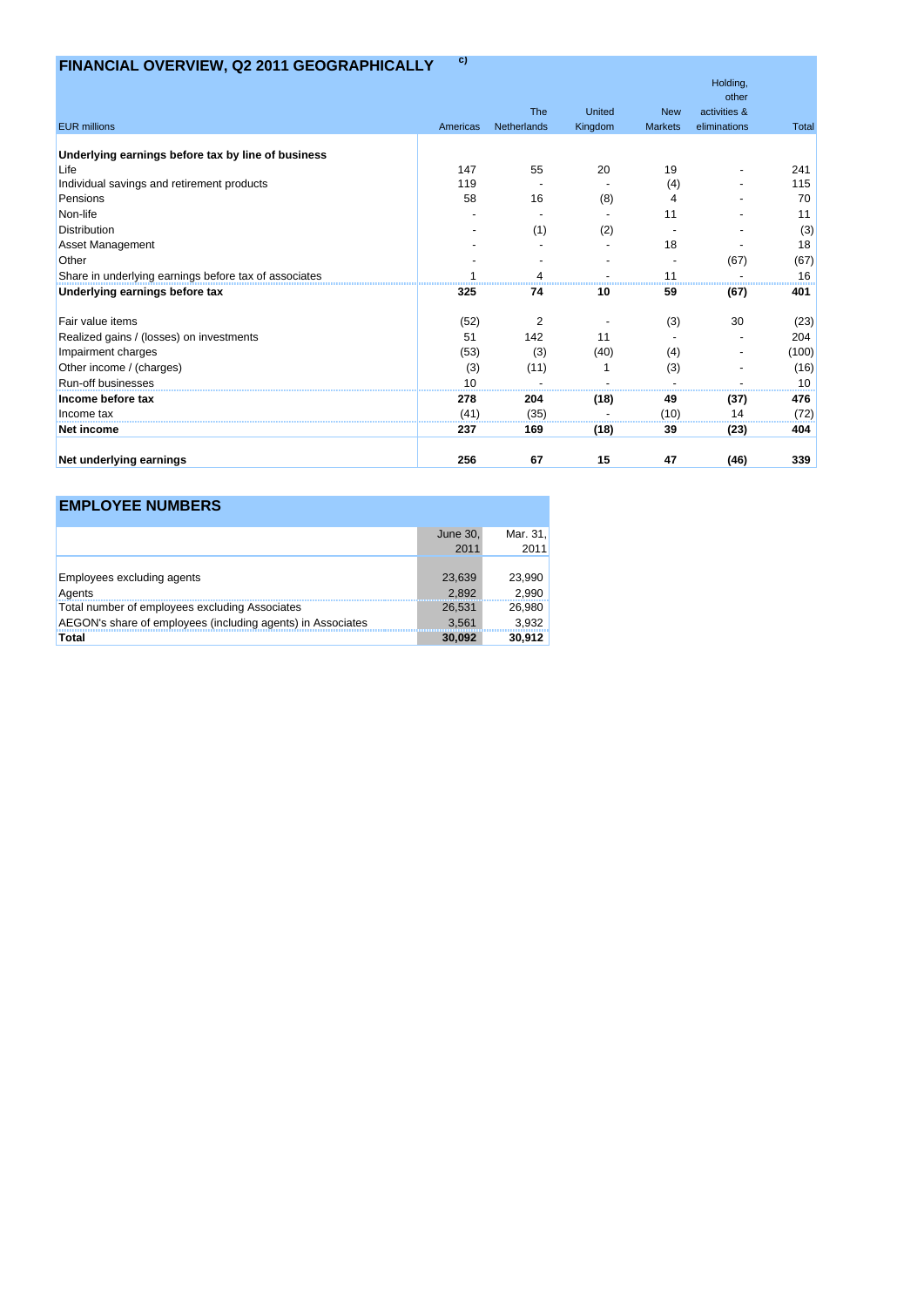## FINANCIAL OVERVIEW, Q2 2011 GEOGRAPHICALLY [c)]

| EUR millions | Americas | The Netherlands | United Kingdom | New Markets | Holding, other activities & eliminations | Total |
|---|---|---|---|---|---|---|
| **Underlying earnings before tax by line of business** | | | | | | |
| Life | 147 | 55 | 20 | 19 | - | 241 |
| Individual savings and retirement products | 119 | - | - | (4) | - | 115 |
| Pensions | 58 | 16 | (8) | 4 | - | 70 |
| Non-life | - | - | - | 11 | - | 11 |
| Distribution | - | (1) | (2) | - | - | (3) |
| Asset Management | - | - | - | 18 | - | 18 |
| Other | - | - | - | - | (67) | (67) |
| Share in underlying earnings before tax of associates | 1 | 4 | - | 11 | - | 16 |
| **Underlying earnings before tax** | **325** | **74** | **10** | **59** | **(67)** | **401** |
| Fair value items | (52) | 2 | - | (3) | 30 | (23) |
| Realized gains / (losses) on investments | 51 | 142 | 11 | - | - | 204 |
| Impairment charges | (53) | (3) | (40) | (4) | - | (100) |
| Other income / (charges) | (3) | (11) | 1 | (3) | - | (16) |
| Run-off businesses | 10 | - | - | - | - | 10 |
| **Income before tax** | **278** | **204** | **(18)** | **49** | **(37)** | **476** |
| Income tax | (41) | (35) | - | (10) | 14 | (72) |
| **Net income** | **237** | **169** | **(18)** | **39** | **(23)** | **404** |
| **Net underlying earnings** | **256** | **67** | **15** | **47** | **(46)** | **339** |

## EMPLOYEE NUMBERS

| | June 30, 2011 | Mar. 31, 2011 |
|---|---|---|
| Employees excluding agents | 23,639 | 23,990 |
| Agents | 2,892 | 2,990 |
| Total number of employees excluding Associates | 26,531 | 26,980 |
| AEGON's share of employees (including agents) in Associates | 3,561 | 3,932 |
| **Total** | **30,092** | **30,912** |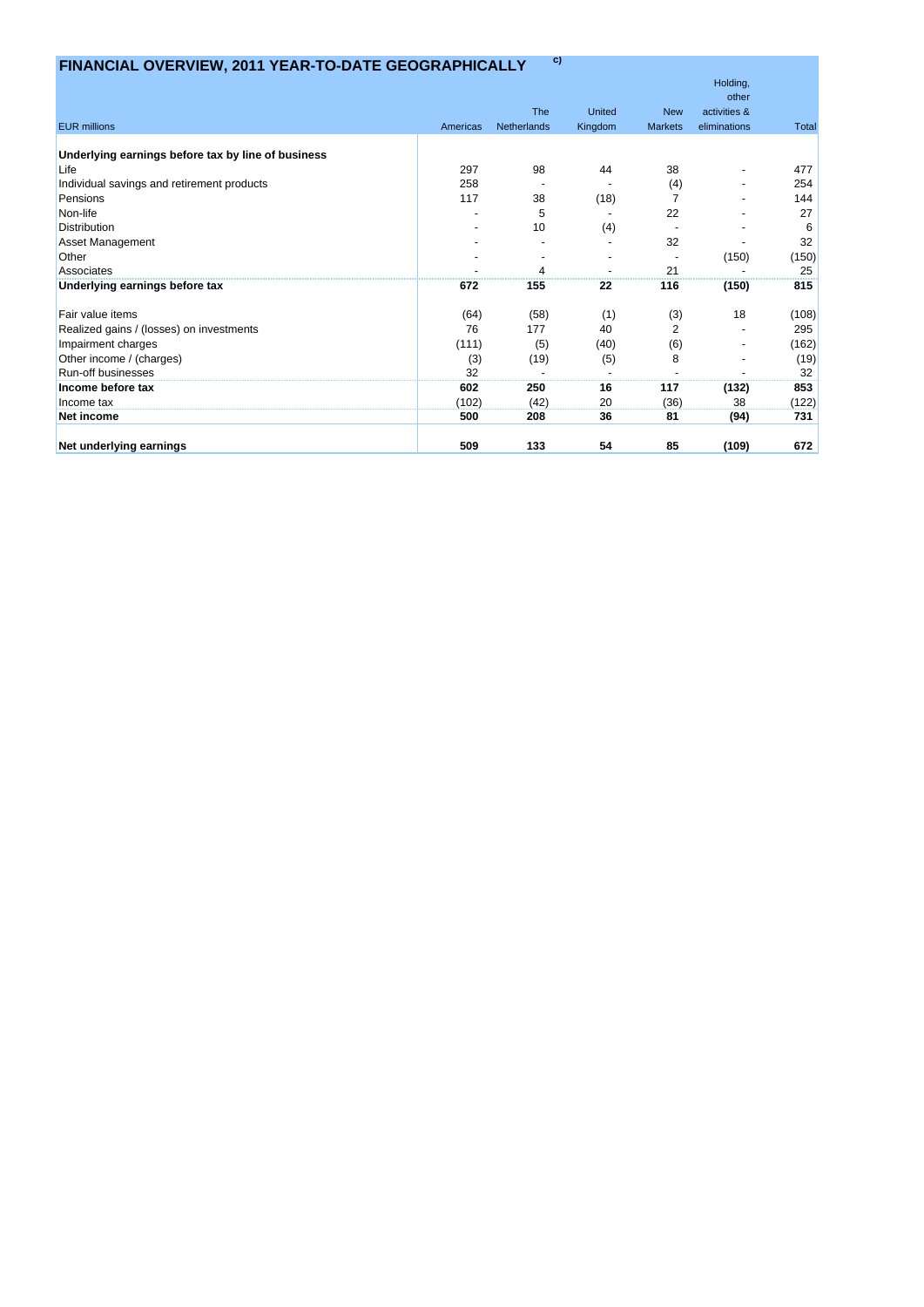## FINANCIAL OVERVIEW, 2011 YEAR-TO-DATE GEOGRAPHICALLY c)

| EUR millions | Americas | The Netherlands | United Kingdom | New Markets | Holding, other activities & eliminations | Total |
|---|---|---|---|---|---|---|
| **Underlying earnings before tax by line of business** | | | | | | |
| Life | 297 | 98 | 44 | 38 | - | 477 |
| Individual savings and retirement products | 258 | - | - | (4) | - | 254 |
| Pensions | 117 | 38 | (18) | 7 | - | 144 |
| Non-life | - | 5 | - | 22 | - | 27 |
| Distribution | - | 10 | (4) | - | - | 6 |
| Asset Management | - | - | - | 32 | - | 32 |
| Other | - | - | - | - | (150) | (150) |
| Associates | - | 4 | - | 21 | - | 25 |
| **Underlying earnings before tax** | **672** | **155** | **22** | **116** | **(150)** | **815** |
| Fair value items | (64) | (58) | (1) | (3) | 18 | (108) |
| Realized gains / (losses) on investments | 76 | 177 | 40 | 2 | - | 295 |
| Impairment charges | (111) | (5) | (40) | (6) | - | (162) |
| Other income / (charges) | (3) | (19) | (5) | 8 | - | (19) |
| Run-off businesses | 32 | - | - | - | - | 32 |
| **Income before tax** | **602** | **250** | **16** | **117** | **(132)** | **853** |
| Income tax | (102) | (42) | 20 | (36) | 38 | (122) |
| **Net income** | **500** | **208** | **36** | **81** | **(94)** | **731** |
| **Net underlying earnings** | **509** | **133** | **54** | **85** | **(109)** | **672** |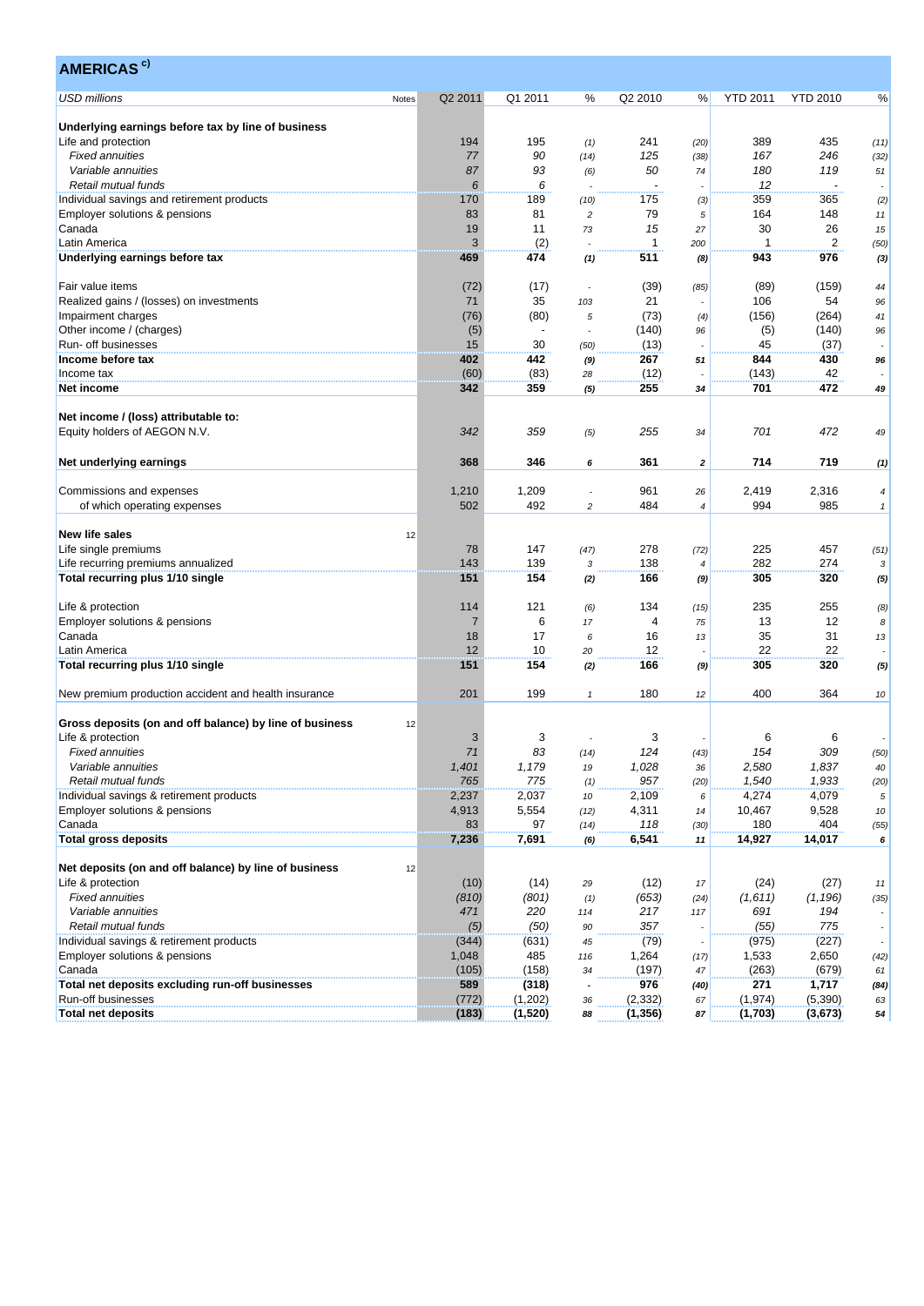## AMERICAS [c)]

| USD millions | Notes | Q2 2011 | Q1 2011 | % | Q2 2010 | % | YTD 2011 | YTD 2010 | % |
|---|---|---|---|---|---|---|---|---|---|
| **Underlying earnings before tax by line of business** | | | | | | | | | |
| Life and protection | | 194 | 195 | (1) | 241 | (20) | 389 | 435 | (11) |
| *Fixed annuities* | | *77* | *90* | (14) | *125* | (38) | *167* | *246* | (32) |
| *Variable annuities* | | *87* | *93* | (6) | *50* | 74 | *180* | *119* | 51 |
| *Retail mutual funds* | | *6* | *6* | - | *-* | - | *12* | *-* | - |
| Individual savings and retirement products | | 170 | 189 | (10) | 175 | (3) | 359 | 365 | (2) |
| Employer solutions & pensions | | 83 | 81 | 2 | 79 | 5 | 164 | 148 | 11 |
| Canada | | 19 | 11 | 73 | 15 | 27 | 30 | 26 | 15 |
| Latin America | | 3 | (2) | - | 1 | 200 | 1 | 2 | (50) |
| **Underlying earnings before tax** | | **469** | **474** | **(1)** | **511** | **(8)** | **943** | **976** | **(3)** |
| | | | | | | | | | |
| Fair value items | | (72) | (17) | - | (39) | (85) | (89) | (159) | 44 |
| Realized gains / (losses) on investments | | 71 | 35 | 103 | 21 | - | 106 | 54 | 96 |
| Impairment charges | | (76) | (80) | 5 | (73) | (4) | (156) | (264) | 41 |
| Other income / (charges) | | (5) | - | - | (140) | 96 | (5) | (140) | 96 |
| Run- off businesses | | 15 | 30 | (50) | (13) | - | 45 | (37) | - |
| **Income before tax** | | **402** | **442** | **(9)** | **267** | **51** | **844** | **430** | **96** |
| Income tax | | (60) | (83) | 28 | (12) | - | (143) | 42 | - |
| **Net income** | | **342** | **359** | **(5)** | **255** | **34** | **701** | **472** | **49** |
| | | | | | | | | | |
| **Net income / (loss) attributable to:** | | | | | | | | | |
| Equity holders of AEGON N.V. | | *342* | *359* | (5) | *255* | 34 | *701* | *472* | 49 |
| | | | | | | | | | |
| **Net underlying earnings** | | **368** | **346** | **6** | **361** | **2** | **714** | **719** | **(1)** |
| | | | | | | | | | |
| Commissions and expenses | | 1,210 | 1,209 | - | 961 | 26 | 2,419 | 2,316 | 4 |
| of which operating expenses | | 502 | 492 | 2 | 484 | 4 | 994 | 985 | 1 |
| | | | | | | | | | |
| **New life sales** | 12 | | | | | | | | |
| Life single premiums | | 78 | 147 | (47) | 278 | (72) | 225 | 457 | (51) |
| Life recurring premiums annualized | | 143 | 139 | 3 | 138 | 4 | 282 | 274 | 3 |
| **Total recurring plus 1/10 single** | | **151** | **154** | **(2)** | **166** | **(9)** | **305** | **320** | **(5)** |
| | | | | | | | | | |
| Life & protection | | 114 | 121 | (6) | 134 | (15) | 235 | 255 | (8) |
| Employer solutions & pensions | | 7 | 6 | 17 | 4 | 75 | 13 | 12 | 8 |
| Canada | | 18 | 17 | 6 | 16 | 13 | 35 | 31 | 13 |
| Latin America | | 12 | 10 | 20 | 12 | - | 22 | 22 | - |
| **Total recurring plus 1/10 single** | | **151** | **154** | **(2)** | **166** | **(9)** | **305** | **320** | **(5)** |
| | | | | | | | | | |
| New premium production accident and health insurance | | 201 | 199 | 1 | 180 | 12 | 400 | 364 | 10 |
| | | | | | | | | | |
| **Gross deposits (on and off balance) by line of business** | 12 | | | | | | | | |
| Life & protection | | 3 | 3 | - | 3 | - | 6 | 6 | - |
| *Fixed annuities* | | *71* | *83* | (14) | *124* | (43) | *154* | *309* | (50) |
| *Variable annuities* | | *1,401* | *1,179* | 19 | *1,028* | 36 | *2,580* | *1,837* | 40 |
| *Retail mutual funds* | | *765* | *775* | (1) | *957* | (20) | *1,540* | *1,933* | (20) |
| Individual savings & retirement products | | 2,237 | 2,037 | 10 | 2,109 | 6 | 4,274 | 4,079 | 5 |
| Employer solutions & pensions | | 4,913 | 5,554 | (12) | 4,311 | 14 | 10,467 | 9,528 | 10 |
| Canada | | 83 | 97 | (14) | 118 | (30) | 180 | 404 | (55) |
| **Total gross deposits** | | **7,236** | **7,691** | **(6)** | **6,541** | **11** | **14,927** | **14,017** | **6** |
| | | | | | | | | | |
| **Net deposits (on and off balance) by line of business** | 12 | | | | | | | | |
| Life & protection | | (10) | (14) | 29 | (12) | 17 | (24) | (27) | 11 |
| *Fixed annuities* | | *(810)* | *(801)* | (1) | *(653)* | (24) | *(1,611)* | *(1,196)* | (35) |
| *Variable annuities* | | *471* | *220* | 114 | *217* | 117 | *691* | *194* | - |
| *Retail mutual funds* | | *(5)* | *(50)* | 90 | *357* | - | *(55)* | *775* | - |
| Individual savings & retirement products | | (344) | (631) | 45 | (79) | - | (975) | (227) | - |
| Employer solutions & pensions | | 1,048 | 485 | 116 | 1,264 | (17) | 1,533 | 2,650 | (42) |
| Canada | | (105) | (158) | 34 | (197) | 47 | (263) | (679) | 61 |
| **Total net deposits excluding run-off businesses** | | **589** | **(318)** | **-** | **976** | **(40)** | **271** | **1,717** | **(84)** |
| Run-off businesses | | (772) | (1,202) | 36 | (2,332) | 67 | (1,974) | (5,390) | 63 |
| **Total net deposits** | | **(183)** | **(1,520)** | **88** | **(1,356)** | **87** | **(1,703)** | **(3,673)** | **54** |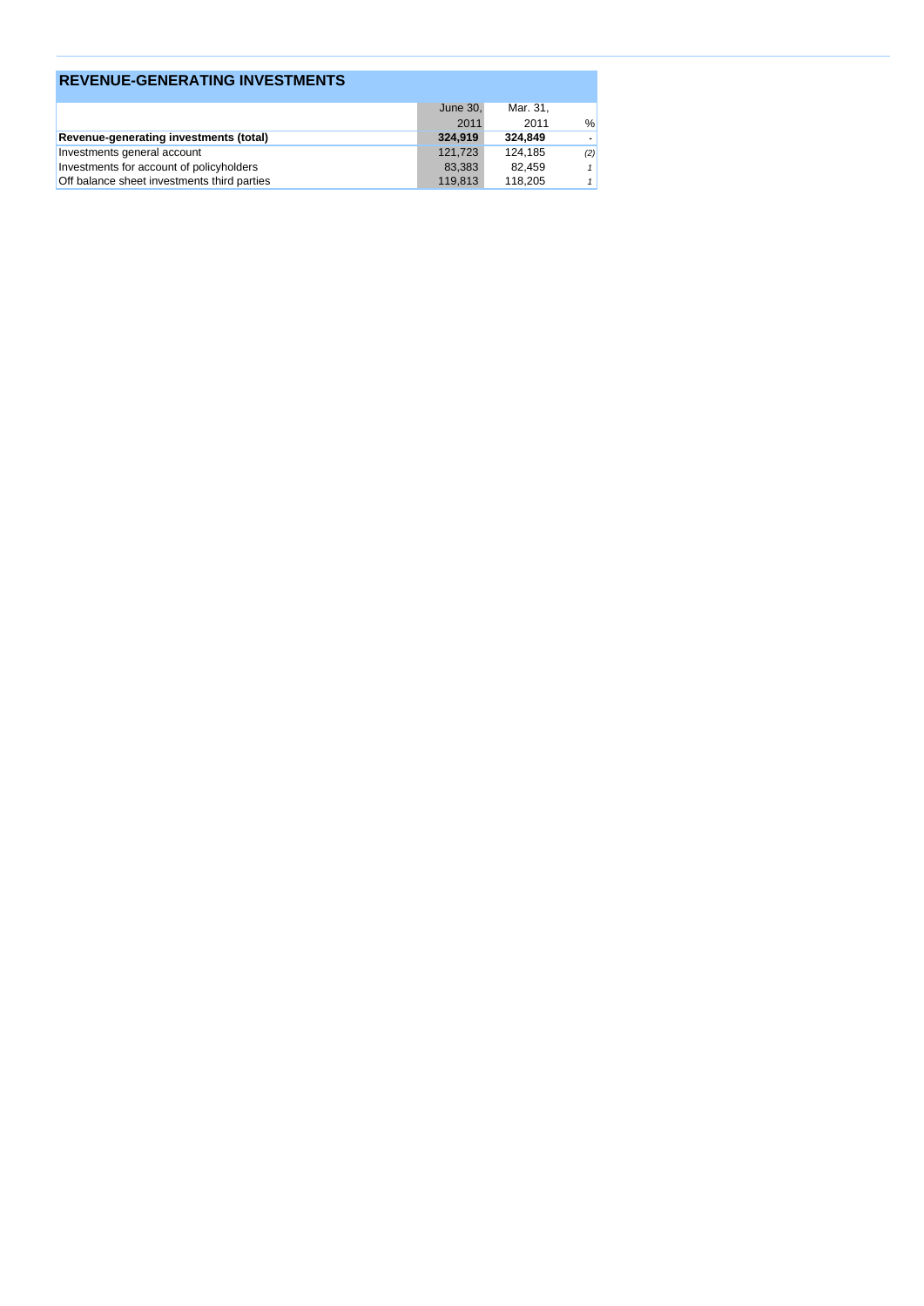## REVENUE-GENERATING INVESTMENTS

| | June 30, 2011 | Mar. 31, 2011 | % |
|---|---|---|---|
| **Revenue-generating investments (total)** | **324,919** | **324,849** | - |
| Investments general account | 121,723 | 124,185 | *(2)* |
| Investments for account of policyholders | 83,383 | 82,459 | *1* |
| Off balance sheet investments third parties | 119,813 | 118,205 | *1* |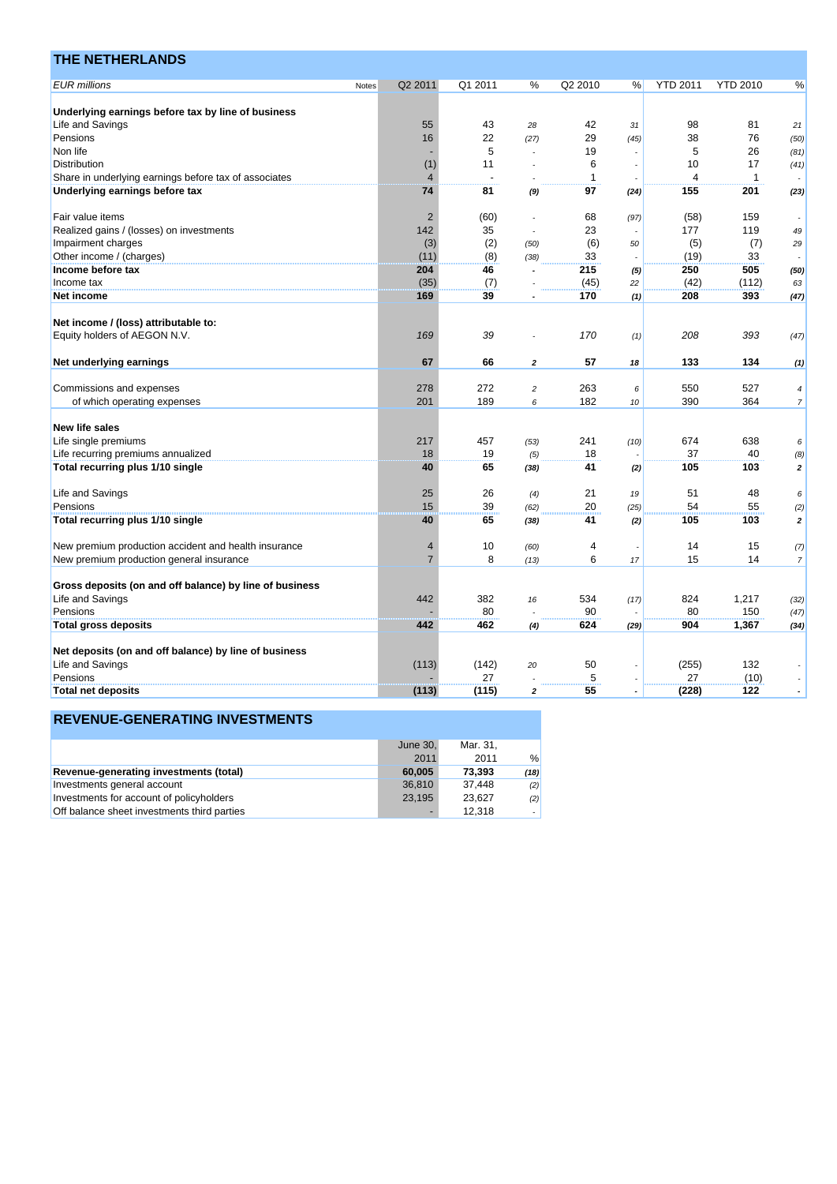## THE NETHERLANDS

| EUR millions | Notes | Q2 2011 | Q1 2011 | % | Q2 2010 | % | YTD 2011 | YTD 2010 | % |
|---|---|---|---|---|---|---|---|---|---|
| **Underlying earnings before tax by line of business** | | | | | | | | | |
| Life and Savings | | 55 | 43 | 28 | 42 | 31 | 98 | 81 | 21 |
| Pensions | | 16 | 22 | (27) | 29 | (45) | 38 | 76 | (50) |
| Non life | | - | 5 | - | 19 | - | 5 | 26 | (81) |
| Distribution | | (1) | 11 | - | 6 | - | 10 | 17 | (41) |
| Share in underlying earnings before tax of associates | | 4 | - | - | 1 | - | 4 | 1 | - |
| **Underlying earnings before tax** | | **74** | **81** | **(9)** | **97** | **(24)** | **155** | **201** | **(23)** |
| | | | | | | | | | |
| Fair value items | | 2 | (60) | - | 68 | (97) | (58) | 159 | - |
| Realized gains / (losses) on investments | | 142 | 35 | - | 23 | - | 177 | 119 | 49 |
| Impairment charges | | (3) | (2) | (50) | (6) | 50 | (5) | (7) | 29 |
| Other income / (charges) | | (11) | (8) | (38) | 33 | - | (19) | 33 | - |
| **Income before tax** | | **204** | **46** | **-** | **215** | **(5)** | **250** | **505** | **(50)** |
| Income tax | | (35) | (7) | - | (45) | 22 | (42) | (112) | 63 |
| **Net income** | | **169** | **39** | **-** | **170** | **(1)** | **208** | **393** | **(47)** |
| | | | | | | | | | |
| **Net income / (loss) attributable to:** | | | | | | | | | |
| Equity holders of AEGON N.V. | | *169* | *39* | - | *170* | (1) | *208* | *393* | (47) |
| | | | | | | | | | |
| **Net underlying earnings** | | **67** | **66** | **2** | **57** | **18** | **133** | **134** | **(1)** |
| | | | | | | | | | |
| Commissions and expenses | | 278 | 272 | 2 | 263 | 6 | 550 | 527 | 4 |
| of which operating expenses | | 201 | 189 | 6 | 182 | 10 | 390 | 364 | 7 |
| | | | | | | | | | |
| **New life sales** | | | | | | | | | |
| Life single premiums | | 217 | 457 | (53) | 241 | (10) | 674 | 638 | 6 |
| Life recurring premiums annualized | | 18 | 19 | (5) | 18 | - | 37 | 40 | (8) |
| **Total recurring plus 1/10 single** | | **40** | **65** | **(38)** | **41** | **(2)** | **105** | **103** | **2** |
| | | | | | | | | | |
| Life and Savings | | 25 | 26 | (4) | 21 | 19 | 51 | 48 | 6 |
| Pensions | | 15 | 39 | (62) | 20 | (25) | 54 | 55 | (2) |
| **Total recurring plus 1/10 single** | | **40** | **65** | **(38)** | **41** | **(2)** | **105** | **103** | **2** |
| | | | | | | | | | |
| New premium production accident and health insurance | | 4 | 10 | (60) | 4 | - | 14 | 15 | (7) |
| New premium production general insurance | | 7 | 8 | (13) | 6 | 17 | 15 | 14 | 7 |
| | | | | | | | | | |
| **Gross deposits (on and off balance) by line of business** | | | | | | | | | |
| Life and Savings | | 442 | 382 | 16 | 534 | (17) | 824 | 1,217 | (32) |
| Pensions | | - | 80 | - | 90 | - | 80 | 150 | (47) |
| **Total gross deposits** | | **442** | **462** | **(4)** | **624** | **(29)** | **904** | **1,367** | **(34)** |
| | | | | | | | | | |
| **Net deposits (on and off balance) by line of business** | | | | | | | | | |
| Life and Savings | | (113) | (142) | 20 | 50 | - | (255) | 132 | - |
| Pensions | | - | 27 | - | 5 | - | 27 | (10) | - |
| **Total net deposits** | | **(113)** | **(115)** | **2** | **55** | **-** | **(228)** | **122** | **-** |

## REVENUE-GENERATING INVESTMENTS

| | June 30, 2011 | Mar. 31, 2011 | % |
|---|---|---|---|
| **Revenue-generating investments (total)** | **60,005** | **73,393** | **(18)** |
| Investments general account | 36,810 | 37,448 | (2) |
| Investments for account of policyholders | 23,195 | 23,627 | (2) |
| Off balance sheet investments third parties | - | 12,318 | - |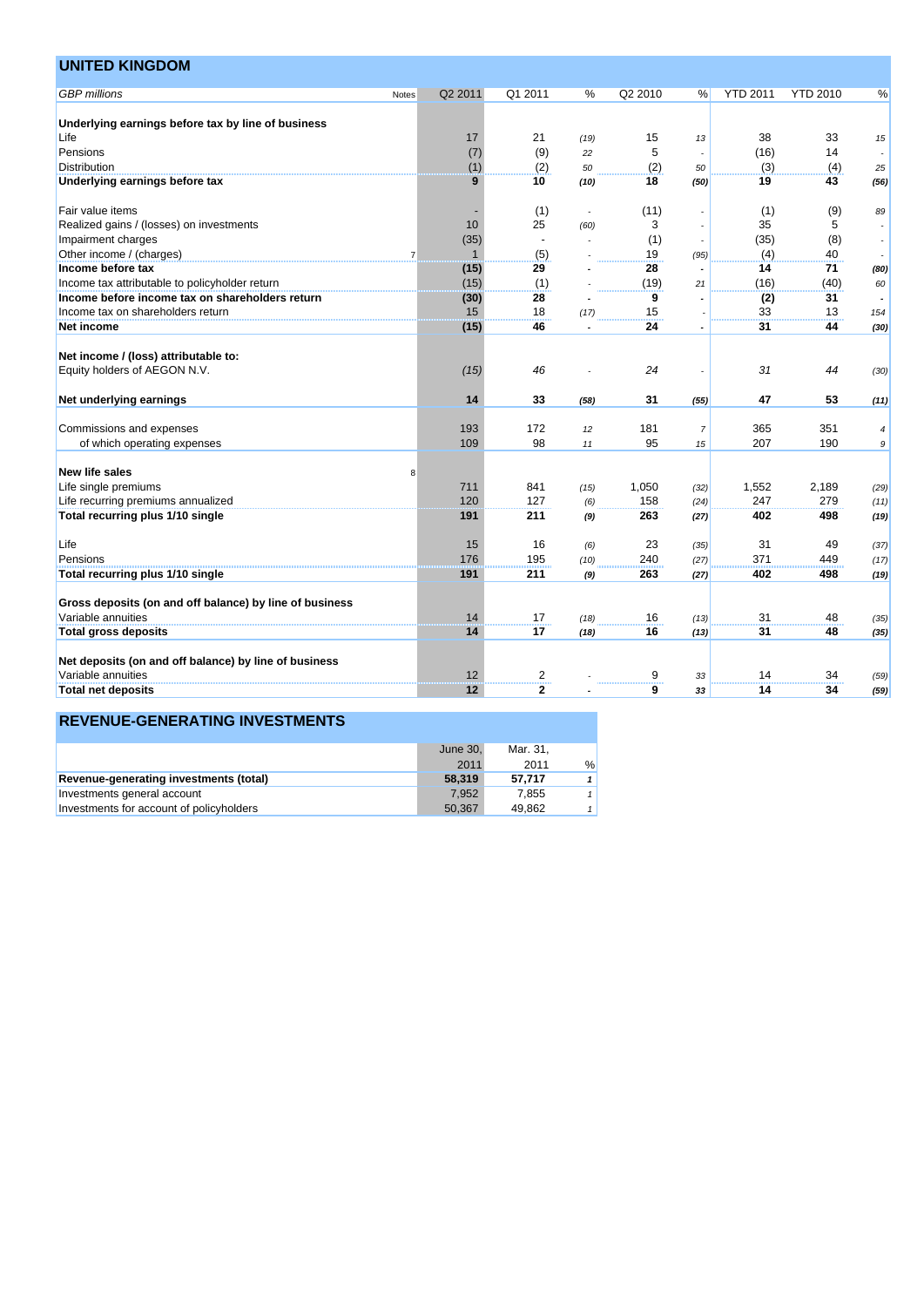## UNITED KINGDOM

| GBP millions | Notes | Q2 2011 | Q1 2011 | % | Q2 2010 | % | YTD 2011 | YTD 2010 | % |
|---|---|---|---|---|---|---|---|---|---|
| **Underlying earnings before tax by line of business** | | | | | | | | | |
| Life | | 17 | 21 | (19) | 15 | 13 | 38 | 33 | 15 |
| Pensions | | (7) | (9) | 22 | 5 | - | (16) | 14 | - |
| Distribution | | (1) | (2) | 50 | (2) | 50 | (3) | (4) | 25 |
| **Underlying earnings before tax** | | **9** | **10** | **(10)** | **18** | **(50)** | **19** | **43** | **(56)** |
| | | | | | | | | | |
| Fair value items | | - | (1) | - | (11) | - | (1) | (9) | 89 |
| Realized gains / (losses) on investments | | 10 | 25 | (60) | 3 | - | 35 | 5 | - |
| Impairment charges | | (35) | - | - | (1) | - | (35) | (8) | - |
| Other income / (charges) | 7 | 1 | (5) | - | 19 | (95) | (4) | 40 | - |
| **Income before tax** | | **(15)** | **29** | **-** | **28** | **-** | **14** | **71** | **(80)** |
| Income tax attributable to policyholder return | | (15) | (1) | - | (19) | 21 | (16) | (40) | 60 |
| **Income before income tax on shareholders return** | | **(30)** | **28** | **-** | **9** | **-** | **(2)** | **31** | **-** |
| Income tax on shareholders return | | 15 | 18 | (17) | 15 | - | 33 | 13 | 154 |
| **Net income** | | **(15)** | **46** | **-** | **24** | **-** | **31** | **44** | **(30)** |
| | | | | | | | | | |
| **Net income / (loss) attributable to:** | | | | | | | | | |
| Equity holders of AEGON N.V. | | *(15)* | *46* | - | *24* | - | *31* | *44* | (30) |
| | | | | | | | | | |
| **Net underlying earnings** | | **14** | **33** | **(58)** | **31** | **(55)** | **47** | **53** | **(11)** |
| | | | | | | | | | |
| Commissions and expenses | | 193 | 172 | 12 | 181 | 7 | 365 | 351 | 4 |
| of which operating expenses | | 109 | 98 | 11 | 95 | 15 | 207 | 190 | 9 |
| | | | | | | | | | |
| **New life sales** | 8 | | | | | | | | |
| Life single premiums | | 711 | 841 | (15) | 1,050 | (32) | 1,552 | 2,189 | (29) |
| Life recurring premiums annualized | | 120 | 127 | (6) | 158 | (24) | 247 | 279 | (11) |
| **Total recurring plus 1/10 single** | | **191** | **211** | **(9)** | **263** | **(27)** | **402** | **498** | **(19)** |
| | | | | | | | | | |
| Life | | 15 | 16 | (6) | 23 | (35) | 31 | 49 | (37) |
| Pensions | | 176 | 195 | (10) | 240 | (27) | 371 | 449 | (17) |
| **Total recurring plus 1/10 single** | | **191** | **211** | **(9)** | **263** | **(27)** | **402** | **498** | **(19)** |
| | | | | | | | | | |
| **Gross deposits (on and off balance) by line of business** | | | | | | | | | |
| Variable annuities | | 14 | 17 | (18) | 16 | (13) | 31 | 48 | (35) |
| **Total gross deposits** | | **14** | **17** | **(18)** | **16** | **(13)** | **31** | **48** | **(35)** |
| | | | | | | | | | |
| **Net deposits (on and off balance) by line of business** | | | | | | | | | |
| Variable annuities | | 12 | 2 | - | 9 | 33 | 14 | 34 | (59) |
| **Total net deposits** | | **12** | **2** | **-** | **9** | **33** | **14** | **34** | **(59)** |

## REVENUE-GENERATING INVESTMENTS

| | June 30, 2011 | Mar. 31, 2011 | % |
|---|---|---|---|
| **Revenue-generating investments (total)** | **58,319** | **57,717** | **1** |
| Investments general account | 7,952 | 7,855 | 1 |
| Investments for account of policyholders | 50,367 | 49,862 | 1 |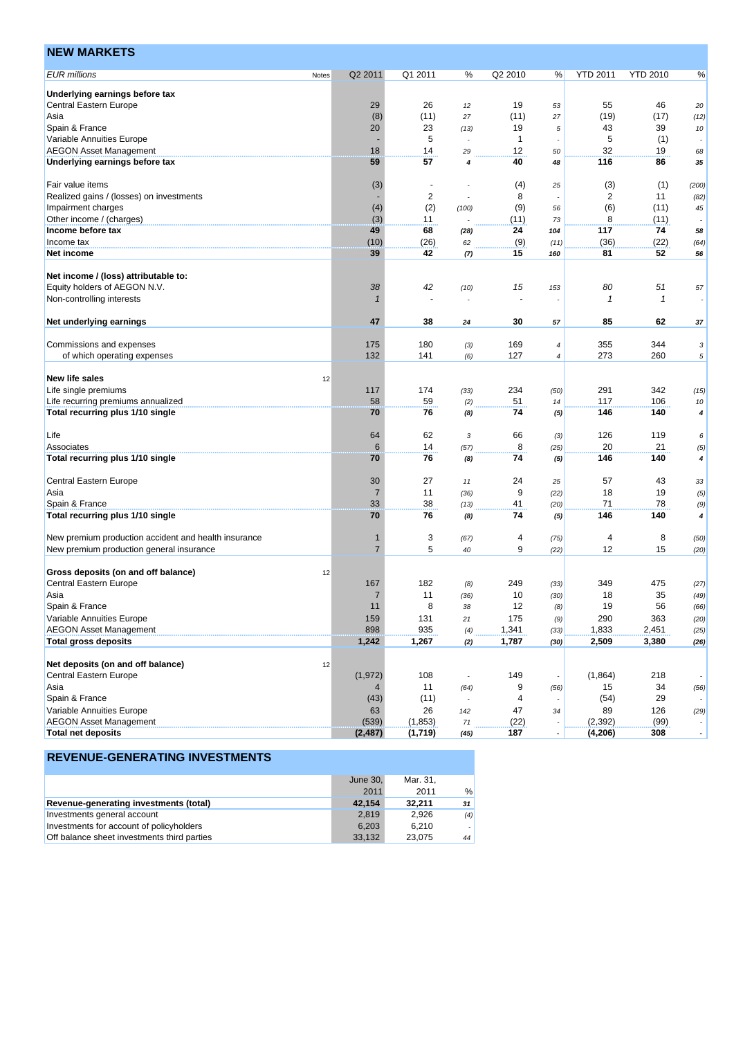## NEW MARKETS

| EUR millions | Notes | Q2 2011 | Q1 2011 | % | Q2 2010 | % | YTD 2011 | YTD 2010 | % |
|---|---|---|---|---|---|---|---|---|---|
| **Underlying earnings before tax** | | | | | | | | | |
| Central Eastern Europe | | 29 | 26 | 12 | 19 | 53 | 55 | 46 | 20 |
| Asia | | (8) | (11) | 27 | (11) | 27 | (19) | (17) | (12) |
| Spain & France | | 20 | 23 | (13) | 19 | 5 | 43 | 39 | 10 |
| Variable Annuities Europe | | - | 5 | - | 1 | - | 5 | (1) | - |
| AEGON Asset Management | | 18 | 14 | 29 | 12 | 50 | 32 | 19 | 68 |
| **Underlying earnings before tax** | | **59** | **57** | **4** | **40** | **48** | **116** | **86** | **35** |
| | | | | | | | | | |
| Fair value items | | (3) | - | - | (4) | 25 | (3) | (1) | (200) |
| Realized gains / (losses) on investments | | - | 2 | - | 8 | - | 2 | 11 | (82) |
| Impairment charges | | (4) | (2) | (100) | (9) | 56 | (6) | (11) | 45 |
| Other income / (charges) | | (3) | 11 | - | (11) | 73 | 8 | (11) | - |
| **Income before tax** | | **49** | **68** | **(28)** | **24** | **104** | **117** | **74** | **58** |
| Income tax | | (10) | (26) | 62 | (9) | (11) | (36) | (22) | (64) |
| **Net income** | | **39** | **42** | **(7)** | **15** | **160** | **81** | **52** | **56** |
| | | | | | | | | | |
| **Net income / (loss) attributable to:** | | | | | | | | | |
| Equity holders of AEGON N.V. | | *38* | *42* | *(10)* | *15* | *153* | *80* | *51* | *57* |
| Non-controlling interests | | *1* | - | - | - | - | *1* | *1* | - |
| | | | | | | | | | |
| **Net underlying earnings** | | **47** | **38** | **24** | **30** | **57** | **85** | **62** | **37** |
| | | | | | | | | | |
| Commissions and expenses | | 175 | 180 | (3) | 169 | 4 | 355 | 344 | 3 |
| of which operating expenses | | 132 | 141 | (6) | 127 | 4 | 273 | 260 | 5 |
| | | | | | | | | | |
| **New life sales** | 12 | | | | | | | | |
| Life single premiums | | 117 | 174 | (33) | 234 | (50) | 291 | 342 | (15) |
| Life recurring premiums annualized | | 58 | 59 | (2) | 51 | 14 | 117 | 106 | 10 |
| **Total recurring plus 1/10 single** | | **70** | **76** | **(8)** | **74** | **(5)** | **146** | **140** | **4** |
| | | | | | | | | | |
| Life | | 64 | 62 | 3 | 66 | (3) | 126 | 119 | 6 |
| Associates | | 6 | 14 | (57) | 8 | (25) | 20 | 21 | (5) |
| **Total recurring plus 1/10 single** | | **70** | **76** | **(8)** | **74** | **(5)** | **146** | **140** | **4** |
| | | | | | | | | | |
| Central Eastern Europe | | 30 | 27 | 11 | 24 | 25 | 57 | 43 | 33 |
| Asia | | 7 | 11 | (36) | 9 | (22) | 18 | 19 | (5) |
| Spain & France | | 33 | 38 | (13) | 41 | (20) | 71 | 78 | (9) |
| **Total recurring plus 1/10 single** | | **70** | **76** | **(8)** | **74** | **(5)** | **146** | **140** | **4** |
| | | | | | | | | | |
| New premium production accident and health insurance | | 1 | 3 | (67) | 4 | (75) | 4 | 8 | (50) |
| New premium production general insurance | | 7 | 5 | 40 | 9 | (22) | 12 | 15 | (20) |
| | | | | | | | | | |
| **Gross deposits (on and off balance)** | 12 | | | | | | | | |
| Central Eastern Europe | | 167 | 182 | (8) | 249 | (33) | 349 | 475 | (27) |
| Asia | | 7 | 11 | (36) | 10 | (30) | 18 | 35 | (49) |
| Spain & France | | 11 | 8 | 38 | 12 | (8) | 19 | 56 | (66) |
| Variable Annuities Europe | | 159 | 131 | 21 | 175 | (9) | 290 | 363 | (20) |
| AEGON Asset Management | | 898 | 935 | (4) | 1,341 | (33) | 1,833 | 2,451 | (25) |
| **Total gross deposits** | | **1,242** | **1,267** | **(2)** | **1,787** | **(30)** | **2,509** | **3,380** | **(26)** |
| | | | | | | | | | |
| **Net deposits (on and off balance)** | 12 | | | | | | | | |
| Central Eastern Europe | | (1,972) | 108 | - | 149 | - | (1,864) | 218 | - |
| Asia | | 4 | 11 | (64) | 9 | (56) | 15 | 34 | (56) |
| Spain & France | | (43) | (11) | - | 4 | - | (54) | 29 | - |
| Variable Annuities Europe | | 63 | 26 | 142 | 47 | 34 | 89 | 126 | (29) |
| AEGON Asset Management | | (539) | (1,853) | 71 | (22) | - | (2,392) | (99) | - |
| **Total net deposits** | | **(2,487)** | **(1,719)** | **(45)** | **187** | **-** | **(4,206)** | **308** | **-** |

## REVENUE-GENERATING INVESTMENTS

| | June 30, 2011 | Mar. 31, 2011 | % |
|---|---|---|---|
| **Revenue-generating investments (total)** | **42,154** | **32,211** | **31** |
| Investments general account | 2,819 | 2,926 | (4) |
| Investments for account of policyholders | 6,203 | 6,210 | - |
| Off balance sheet investments third parties | 33,132 | 23,075 | 44 |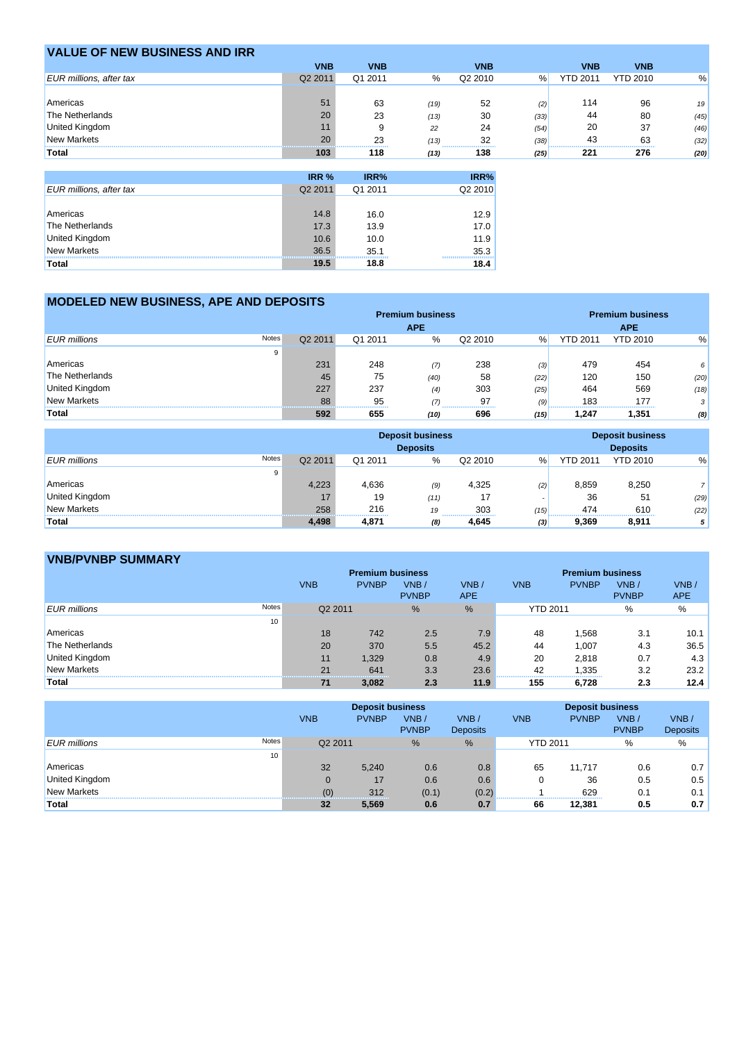## VALUE OF NEW BUSINESS AND IRR

| EUR millions, after tax | VNB Q2 2011 | VNB Q1 2011 | % | VNB Q2 2010 | % | VNB YTD 2011 | VNB YTD 2010 | % |
|---|---|---|---|---|---|---|---|---|
| Americas | 51 | 63 | (19) | 52 | (2) | 114 | 96 | 19 |
| The Netherlands | 20 | 23 | (13) | 30 | (33) | 44 | 80 | (45) |
| United Kingdom | 11 | 9 | 22 | 24 | (54) | 20 | 37 | (46) |
| New Markets | 20 | 23 | (13) | 32 | (38) | 43 | 63 | (32) |
| **Total** | **103** | **118** | **(13)** | **138** | **(25)** | **221** | **276** | **(20)** |

| EUR millions, after tax | IRR % Q2 2011 | IRR% Q1 2011 | IRR% Q2 2010 |
|---|---|---|---|
| Americas | 14.8 | 16.0 | 12.9 |
| The Netherlands | 17.3 | 13.9 | 17.0 |
| United Kingdom | 10.6 | 10.0 | 11.9 |
| New Markets | 36.5 | 35.1 | 35.3 |
| **Total** | **19.5** | **18.8** | **18.4** |

## MODELED NEW BUSINESS, APE AND DEPOSITS

| | | Premium business APE | | | | | Premium business APE | | |
|---|---|---|---|---|---|---|---|---|---|
| EUR millions | Notes | Q2 2011 | Q1 2011 | % | Q2 2010 | % | YTD 2011 | YTD 2010 | % |
| | 9 | | | | | | | | |
| Americas | | 231 | 248 | (7) | 238 | (3) | 479 | 454 | 6 |
| The Netherlands | | 45 | 75 | (40) | 58 | (22) | 120 | 150 | (20) |
| United Kingdom | | 227 | 237 | (4) | 303 | (25) | 464 | 569 | (18) |
| New Markets | | 88 | 95 | (7) | 97 | (9) | 183 | 177 | 3 |
| **Total** | | **592** | **655** | **(10)** | **696** | **(15)** | **1,247** | **1,351** | **(8)** |

| | | Deposit business Deposits | | | | | Deposit business Deposits | | |
|---|---|---|---|---|---|---|---|---|---|
| EUR millions | Notes | Q2 2011 | Q1 2011 | % | Q2 2010 | % | YTD 2011 | YTD 2010 | % |
| | 9 | | | | | | | | |
| Americas | | 4,223 | 4,636 | (9) | 4,325 | (2) | 8,859 | 8,250 | 7 |
| United Kingdom | | 17 | 19 | (11) | 17 | - | 36 | 51 | (29) |
| New Markets | | 258 | 216 | 19 | 303 | (15) | 474 | 610 | (22) |
| **Total** | | **4,498** | **4,871** | **(8)** | **4,645** | **(3)** | **9,369** | **8,911** | **5** |

## VNB/PVNBP SUMMARY

| | | Premium business | | | | Premium business | | | |
|---|---|---|---|---|---|---|---|---|---|
| | | VNB | PVNBP | VNB / PVNBP | VNB / APE | VNB | PVNBP | VNB / PVNBP | VNB / APE |
| EUR millions | Notes | Q2 2011 | | % | % | YTD 2011 | | % | % |
| | 10 | | | | | | | | |
| Americas | | 18 | 742 | 2.5 | 7.9 | 48 | 1,568 | 3.1 | 10.1 |
| The Netherlands | | 20 | 370 | 5.5 | 45.2 | 44 | 1,007 | 4.3 | 36.5 |
| United Kingdom | | 11 | 1,329 | 0.8 | 4.9 | 20 | 2,818 | 0.7 | 4.3 |
| New Markets | | 21 | 641 | 3.3 | 23.6 | 42 | 1,335 | 3.2 | 23.2 |
| **Total** | | **71** | **3,082** | **2.3** | **11.9** | **155** | **6,728** | **2.3** | **12.4** |

| | | Deposit business | | | | Deposit business | | | |
|---|---|---|---|---|---|---|---|---|---|
| | | VNB | PVNBP | VNB / PVNBP | VNB / Deposits | VNB | PVNBP | VNB / PVNBP | VNB / Deposits |
| EUR millions | Notes | Q2 2011 | | % | % | YTD 2011 | | % | % |
| | 10 | | | | | | | | |
| Americas | | 32 | 5,240 | 0.6 | 0.8 | 65 | 11,717 | 0.6 | 0.7 |
| United Kingdom | | 0 | 17 | 0.6 | 0.6 | 0 | 36 | 0.5 | 0.5 |
| New Markets | | (0) | 312 | (0.1) | (0.2) | 1 | 629 | 0.1 | 0.1 |
| **Total** | | **32** | **5,569** | **0.6** | **0.7** | **66** | **12,381** | **0.5** | **0.7** |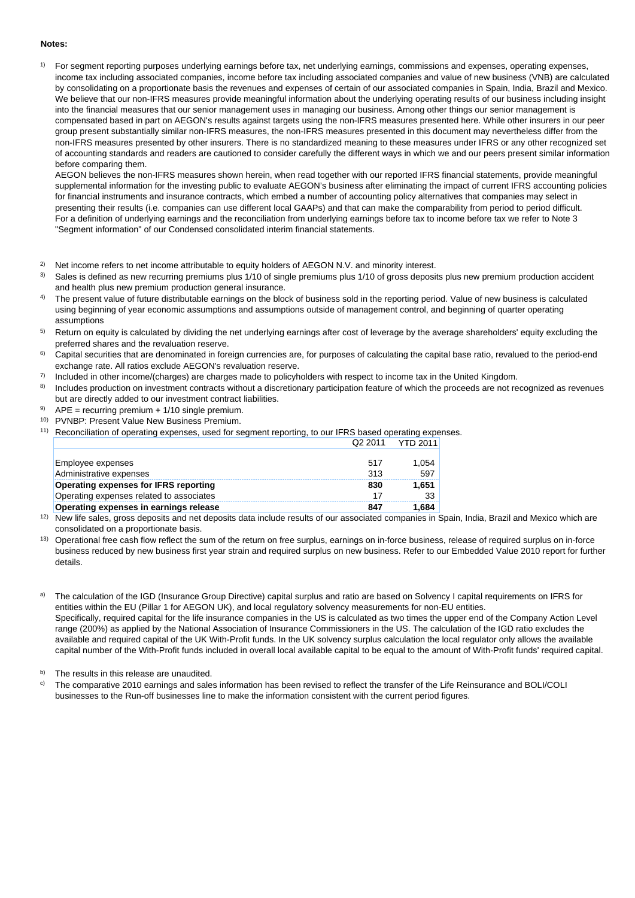**Notes:**

[1] For segment reporting purposes underlying earnings before tax, net underlying earnings, commissions and expenses, operating expenses, income tax including associated companies, income before tax including associated companies and value of new business (VNB) are calculated by consolidating on a proportionate basis the revenues and expenses of certain of our associated companies in Spain, India, Brazil and Mexico. We believe that our non-IFRS measures provide meaningful information about the underlying operating results of our business including insight into the financial measures that our senior management uses in managing our business. Among other things our senior management is compensated based in part on AEGON's results against targets using the non-IFRS measures presented here. While other insurers in our peer group present substantially similar non-IFRS measures, the non-IFRS measures presented in this document may nevertheless differ from the non-IFRS measures presented by other insurers. There is no standardized meaning to these measures under IFRS or any other recognized set of accounting standards and readers are cautioned to consider carefully the different ways in which we and our peers present similar information before comparing them.
AEGON believes the non-IFRS measures shown herein, when read together with our reported IFRS financial statements, provide meaningful supplemental information for the investing public to evaluate AEGON's business after eliminating the impact of current IFRS accounting policies for financial instruments and insurance contracts, which embed a number of accounting policy alternatives that companies may select in presenting their results (i.e. companies can use different local GAAPs) and that can make the comparability from period to period difficult.
For a definition of underlying earnings and the reconciliation from underlying earnings before tax to income before tax we refer to Note 3 "Segment information" of our Condensed consolidated interim financial statements.

[2] Net income refers to net income attributable to equity holders of AEGON N.V. and minority interest.

[3] Sales is defined as new recurring premiums plus 1/10 of single premiums plus 1/10 of gross deposits plus new premium production accident and health plus new premium production general insurance.

[4] The present value of future distributable earnings on the block of business sold in the reporting period. Value of new business is calculated using beginning of year economic assumptions and assumptions outside of management control, and beginning of quarter operating assumptions

[5] Return on equity is calculated by dividing the net underlying earnings after cost of leverage by the average shareholders' equity excluding the preferred shares and the revaluation reserve.

[6] Capital securities that are denominated in foreign currencies are, for purposes of calculating the capital base ratio, revalued to the period-end exchange rate. All ratios exclude AEGON's revaluation reserve.

[7] Included in other income/(charges) are charges made to policyholders with respect to income tax in the United Kingdom.

[8] Includes production on investment contracts without a discretionary participation feature of which the proceeds are not recognized as revenues but are directly added to our investment contract liabilities.

[9] APE = recurring premium + 1/10 single premium.

[10] PVNBP: Present Value New Business Premium.

[11] Reconciliation of operating expenses, used for segment reporting, to our IFRS based operating expenses.

| | Q2 2011 | YTD 2011 |
|---|---|---|
| Employee expenses | 517 | 1,054 |
| Administrative expenses | 313 | 597 |
| **Operating expenses for IFRS reporting** | **830** | **1,651** |
| Operating expenses related to associates | 17 | 33 |
| **Operating expenses in earnings release** | **847** | **1,684** |

[12] New life sales, gross deposits and net deposits data include results of our associated companies in Spain, India, Brazil and Mexico which are consolidated on a proportionate basis.

[13] Operational free cash flow reflect the sum of the return on free surplus, earnings on in-force business, release of required surplus on in-force business reduced by new business first year strain and required surplus on new business. Refer to our Embedded Value 2010 report for further details.

[a] The calculation of the IGD (Insurance Group Directive) capital surplus and ratio are based on Solvency I capital requirements on IFRS for entities within the EU (Pillar 1 for AEGON UK), and local regulatory solvency measurements for non-EU entities.
Specifically, required capital for the life insurance companies in the US is calculated as two times the upper end of the Company Action Level range (200%) as applied by the National Association of Insurance Commissioners in the US. The calculation of the IGD ratio excludes the available and required capital of the UK With-Profit funds. In the UK solvency surplus calculation the local regulator only allows the available capital number of the With-Profit funds included in overall local available capital to be equal to the amount of With-Profit funds' required capital.

[b] The results in this release are unaudited.

[c] The comparative 2010 earnings and sales information has been revised to reflect the transfer of the Life Reinsurance and BOLI/COLI businesses to the Run-off businesses line to make the information consistent with the current period figures.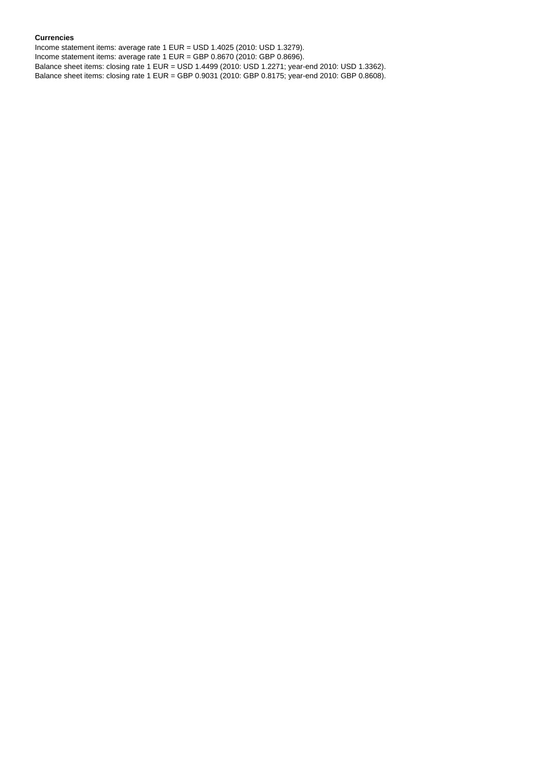**Currencies**

Income statement items: average rate 1 EUR = USD 1.4025 (2010: USD 1.3279).
Income statement items: average rate 1 EUR = GBP 0.8670 (2010: GBP 0.8696).
Balance sheet items: closing rate 1 EUR = USD 1.4499 (2010: USD 1.2271; year-end 2010: USD 1.3362).
Balance sheet items: closing rate 1 EUR = GBP 0.9031 (2010: GBP 0.8175; year-end 2010: GBP 0.8608).